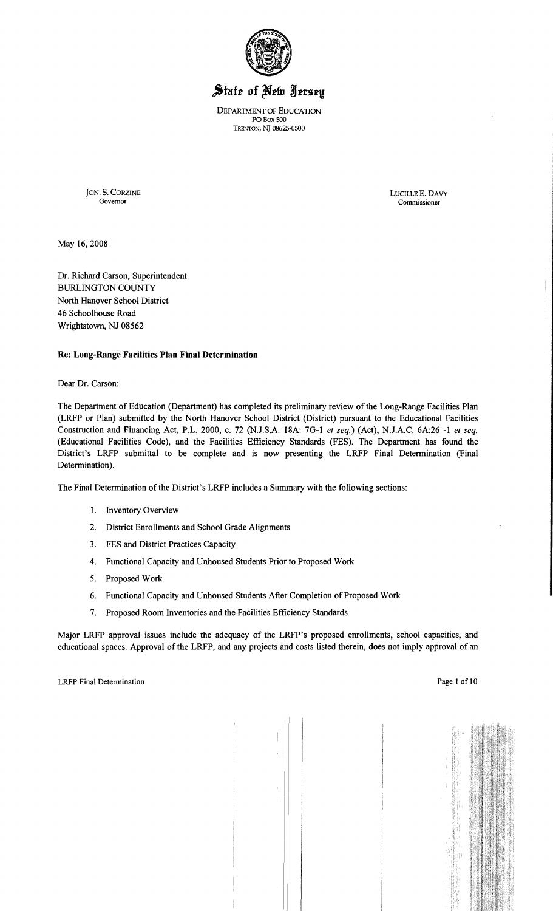# State of New Jersey

DEPARTMENT OF EDUCATION
PO Box 500
TRENTON, NJ 08625-0500

JON. S. CORZINE
Governor

LUCILLE E. DAVY
Commissioner

May 16, 2008

Dr. Richard Carson, Superintendent
BURLINGTON COUNTY
North Hanover School District
46 Schoolhouse Road
Wrightstown, NJ 08562

**Re: Long-Range Facilities Plan Final Determination**

Dear Dr. Carson:

The Department of Education (Department) has completed its preliminary review of the Long-Range Facilities Plan (LRFP or Plan) submitted by the North Hanover School District (District) pursuant to the Educational Facilities Construction and Financing Act, P.L. 2000, c. 72 (N.J.S.A. 18A: 7G-1 *et seq.*) (Act), N.J.A.C. 6A:26 -1 *et seq.* (Educational Facilities Code), and the Facilities Efficiency Standards (FES). The Department has found the District's LRFP submittal to be complete and is now presenting the LRFP Final Determination (Final Determination).

The Final Determination of the District's LRFP includes a Summary with the following sections:

1. Inventory Overview
2. District Enrollments and School Grade Alignments
3. FES and District Practices Capacity
4. Functional Capacity and Unhoused Students Prior to Proposed Work
5. Proposed Work
6. Functional Capacity and Unhoused Students After Completion of Proposed Work
7. Proposed Room Inventories and the Facilities Efficiency Standards

Major LRFP approval issues include the adequacy of the LRFP's proposed enrollments, school capacities, and educational spaces. Approval of the LRFP, and any projects and costs listed therein, does not imply approval of an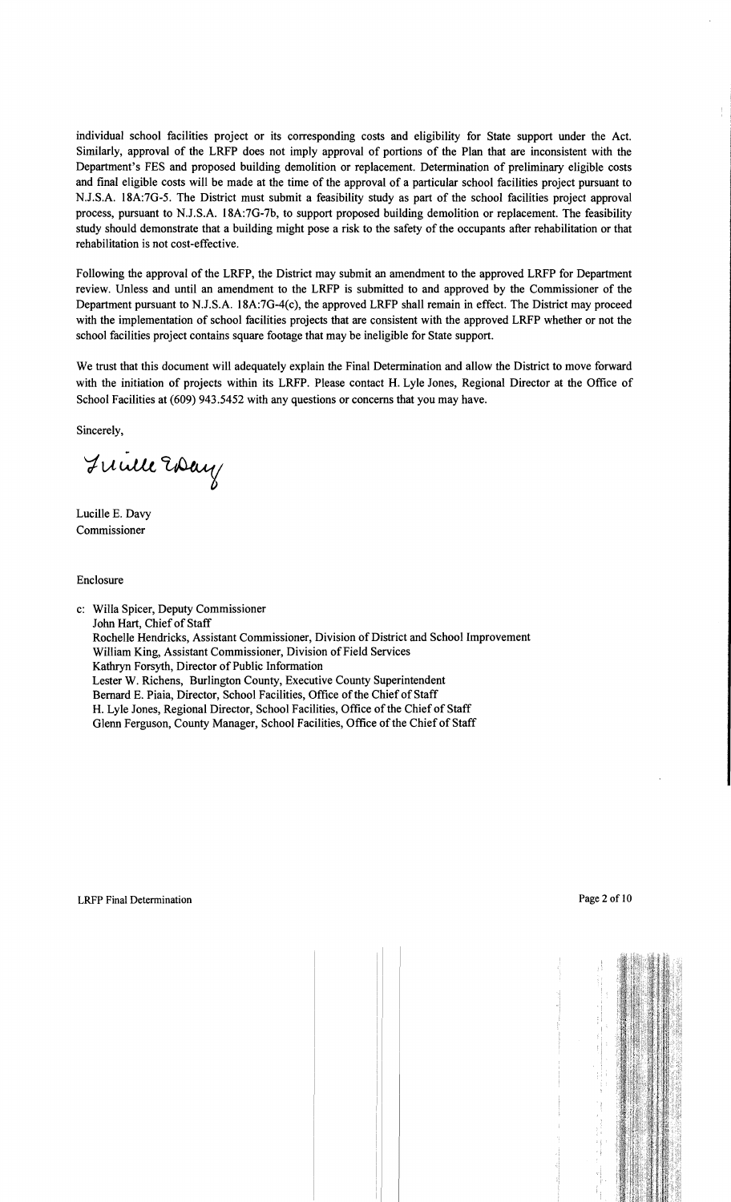individual school facilities project or its corresponding costs and eligibility for State support under the Act. Similarly, approval of the LRFP does not imply approval of portions of the Plan that are inconsistent with the Department's FES and proposed building demolition or replacement. Determination of preliminary eligible costs and final eligible costs will be made at the time of the approval of a particular school facilities project pursuant to N.J.S.A. 18A:7G-5. The District must submit a feasibility study as part of the school facilities project approval process, pursuant to N.J.S.A. 18A:7G-7b, to support proposed building demolition or replacement. The feasibility study should demonstrate that a building might pose a risk to the safety of the occupants after rehabilitation or that rehabilitation is not cost-effective.

Following the approval of the LRFP, the District may submit an amendment to the approved LRFP for Department review. Unless and until an amendment to the LRFP is submitted to and approved by the Commissioner of the Department pursuant to N.J.S.A. 18A:7G-4(c), the approved LRFP shall remain in effect. The District may proceed with the implementation of school facilities projects that are consistent with the approved LRFP whether or not the school facilities project contains square footage that may be ineligible for State support.

We trust that this document will adequately explain the Final Determination and allow the District to move forward with the initiation of projects within its LRFP. Please contact H. Lyle Jones, Regional Director at the Office of School Facilities at (609) 943.5452 with any questions or concerns that you may have.

Sincerely,

Lucille E. Davy
Commissioner

Enclosure

c: Willa Spicer, Deputy Commissioner
John Hart, Chief of Staff
Rochelle Hendricks, Assistant Commissioner, Division of District and School Improvement
William King, Assistant Commissioner, Division of Field Services
Kathryn Forsyth, Director of Public Information
Lester W. Richens, Burlington County, Executive County Superintendent
Bernard E. Piaia, Director, School Facilities, Office of the Chief of Staff
H. Lyle Jones, Regional Director, School Facilities, Office of the Chief of Staff
Glenn Ferguson, County Manager, School Facilities, Office of the Chief of Staff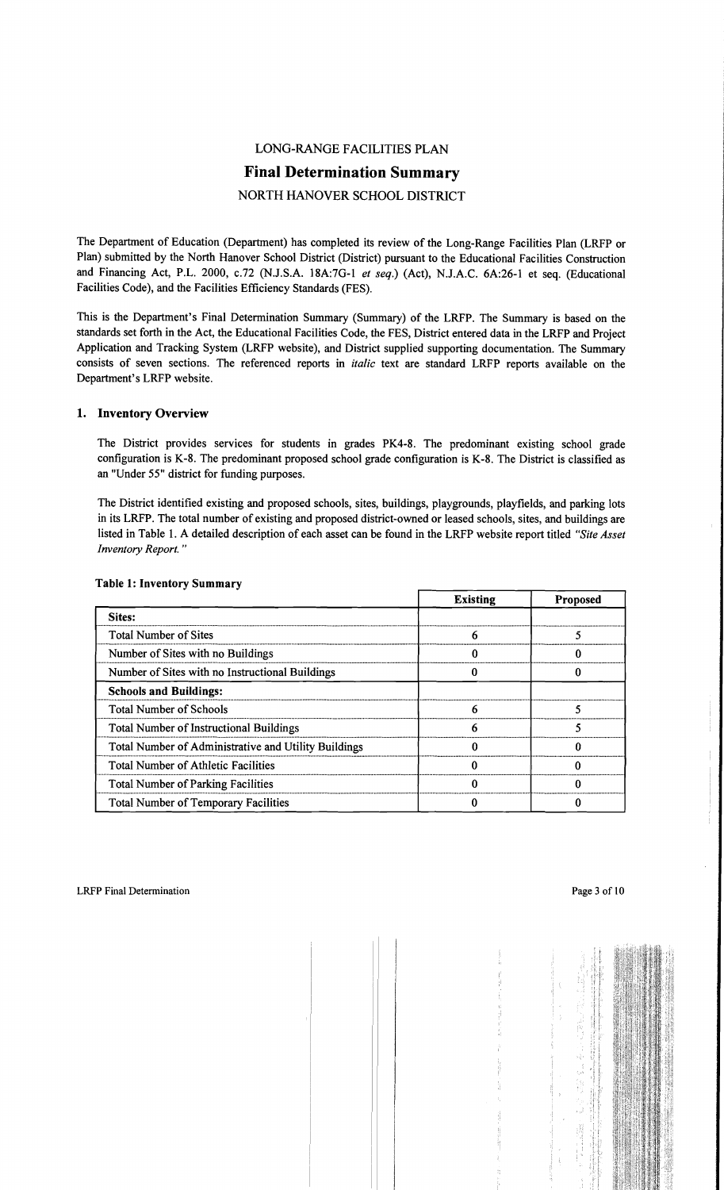# LONG-RANGE FACILITIES PLAN

## Final Determination Summary

### NORTH HANOVER SCHOOL DISTRICT

The Department of Education (Department) has completed its review of the Long-Range Facilities Plan (LRFP or Plan) submitted by the North Hanover School District (District) pursuant to the Educational Facilities Construction and Financing Act, P.L. 2000, c.72 (N.J.S.A. 18A:7G-1 *et seq.*) (Act), N.J.A.C. 6A:26-1 et seq. (Educational Facilities Code), and the Facilities Efficiency Standards (FES).

This is the Department's Final Determination Summary (Summary) of the LRFP. The Summary is based on the standards set forth in the Act, the Educational Facilities Code, the FES, District entered data in the LRFP and Project Application and Tracking System (LRFP website), and District supplied supporting documentation. The Summary consists of seven sections. The referenced reports in *italic* text are standard LRFP reports available on the Department's LRFP website.

## 1. Inventory Overview

The District provides services for students in grades PK4-8. The predominant existing school grade configuration is K-8. The predominant proposed school grade configuration is K-8. The District is classified as an "Under 55" district for funding purposes.

The District identified existing and proposed schools, sites, buildings, playgrounds, playfields, and parking lots in its LRFP. The total number of existing and proposed district-owned or leased schools, sites, and buildings are listed in Table 1. A detailed description of each asset can be found in the LRFP website report titled *"Site Asset Inventory Report."*

**Table 1: Inventory Summary**

| | Existing | Proposed |
|---|---|---|
| **Sites:** | | |
| Total Number of Sites | 6 | 5 |
| Number of Sites with no Buildings | 0 | 0 |
| Number of Sites with no Instructional Buildings | 0 | 0 |
| **Schools and Buildings:** | | |
| Total Number of Schools | 6 | 5 |
| Total Number of Instructional Buildings | 6 | 5 |
| Total Number of Administrative and Utility Buildings | 0 | 0 |
| Total Number of Athletic Facilities | 0 | 0 |
| Total Number of Parking Facilities | 0 | 0 |
| Total Number of Temporary Facilities | 0 | 0 |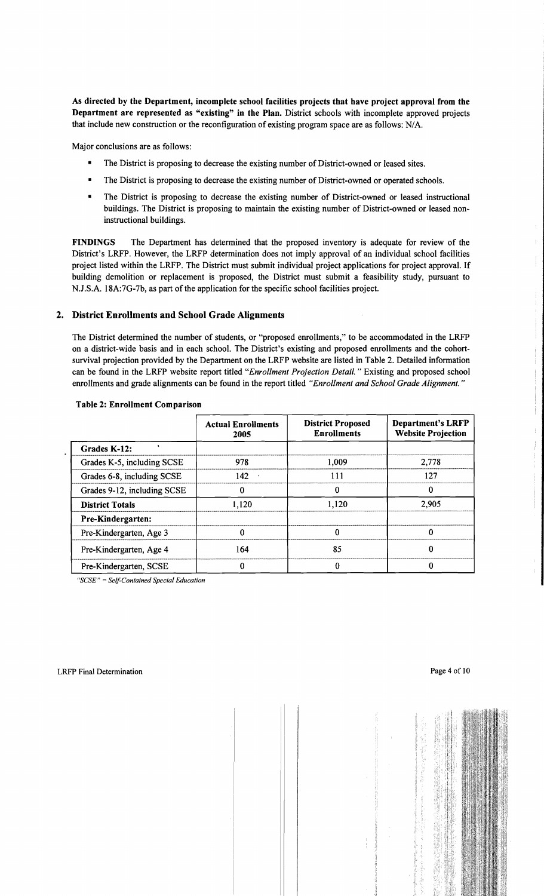**As directed by the Department, incomplete school facilities projects that have project approval from the Department are represented as "existing" in the Plan.** District schools with incomplete approved projects that include new construction or the reconfiguration of existing program space are as follows: N/A.

Major conclusions are as follows:

- The District is proposing to decrease the existing number of District-owned or leased sites.
- The District is proposing to decrease the existing number of District-owned or operated schools.
- The District is proposing to decrease the existing number of District-owned or leased instructional buildings. The District is proposing to maintain the existing number of District-owned or leased non-instructional buildings.

**FINDINGS** The Department has determined that the proposed inventory is adequate for review of the District's LRFP. However, the LRFP determination does not imply approval of an individual school facilities project listed within the LRFP. The District must submit individual project applications for project approval. If building demolition or replacement is proposed, the District must submit a feasibility study, pursuant to N.J.S.A. 18A:7G-7b, as part of the application for the specific school facilities project.

## 2. District Enrollments and School Grade Alignments

The District determined the number of students, or "proposed enrollments," to be accommodated in the LRFP on a district-wide basis and in each school. The District's existing and proposed enrollments and the cohort-survival projection provided by the Department on the LRFP website are listed in Table 2. Detailed information can be found in the LRFP website report titled *"Enrollment Projection Detail."* Existing and proposed school enrollments and grade alignments can be found in the report titled *"Enrollment and School Grade Alignment."*

**Table 2: Enrollment Comparison**

| | Actual Enrollments 2005 | District Proposed Enrollments | Department's LRFP Website Projection |
|---|---|---|---|
| **Grades K-12:** | | | |
| Grades K-5, including SCSE | 978 | 1,009 | 2,778 |
| Grades 6-8, including SCSE | 142 | 111 | 127 |
| Grades 9-12, including SCSE | 0 | 0 | 0 |
| **District Totals** | 1,120 | 1,120 | 2,905 |
| **Pre-Kindergarten:** | | | |
| Pre-Kindergarten, Age 3 | 0 | 0 | 0 |
| Pre-Kindergarten, Age 4 | 164 | 85 | 0 |
| Pre-Kindergarten, SCSE | 0 | 0 | 0 |

*"SCSE" = Self-Contained Special Education*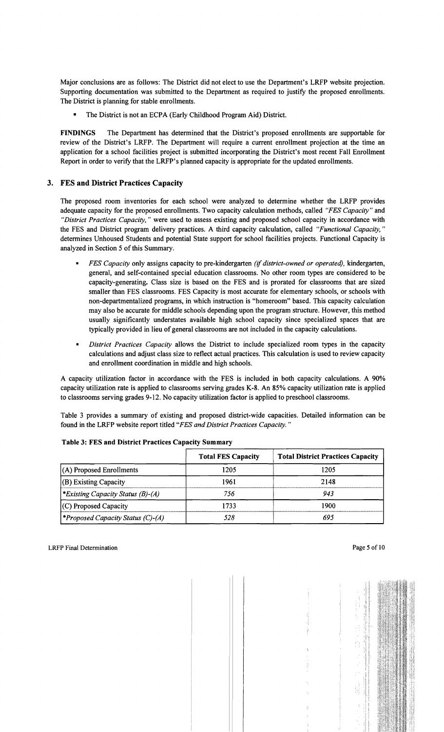Major conclusions are as follows: The District did not elect to use the Department's LRFP website projection. Supporting documentation was submitted to the Department as required to justify the proposed enrollments. The District is planning for stable enrollments.

- The District is not an ECPA (Early Childhood Program Aid) District.

**FINDINGS** The Department has determined that the District's proposed enrollments are supportable for review of the District's LRFP. The Department will require a current enrollment projection at the time an application for a school facilities project is submitted incorporating the District's most recent Fall Enrollment Report in order to verify that the LRFP's planned capacity is appropriate for the updated enrollments.

## 3. FES and District Practices Capacity

The proposed room inventories for each school were analyzed to determine whether the LRFP provides adequate capacity for the proposed enrollments. Two capacity calculation methods, called *"FES Capacity"* and *"District Practices Capacity,"* were used to assess existing and proposed school capacity in accordance with the FES and District program delivery practices. A third capacity calculation, called *"Functional Capacity,"* determines Unhoused Students and potential State support for school facilities projects. Functional Capacity is analyzed in Section 5 of this Summary.

- *FES Capacity* only assigns capacity to pre-kindergarten *(if district-owned or operated),* kindergarten, general, and self-contained special education classrooms. No other room types are considered to be capacity-generating. Class size is based on the FES and is prorated for classrooms that are sized smaller than FES classrooms. FES Capacity is most accurate for elementary schools, or schools with non-departmentalized programs, in which instruction is "homeroom" based. This capacity calculation may also be accurate for middle schools depending upon the program structure. However, this method usually significantly understates available high school capacity since specialized spaces that are typically provided in lieu of general classrooms are not included in the capacity calculations.
- *District Practices Capacity* allows the District to include specialized room types in the capacity calculations and adjust class size to reflect actual practices. This calculation is used to review capacity and enrollment coordination in middle and high schools.

A capacity utilization factor in accordance with the FES is included in both capacity calculations. A 90% capacity utilization rate is applied to classrooms serving grades K-8. An 85% capacity utilization rate is applied to classrooms serving grades 9-12. No capacity utilization factor is applied to preschool classrooms.

Table 3 provides a summary of existing and proposed district-wide capacities. Detailed information can be found in the LRFP website report titled *"FES and District Practices Capacity."*

**Table 3: FES and District Practices Capacity Summary**

| | Total FES Capacity | Total District Practices Capacity |
|---|---|---|
| (A) Proposed Enrollments | 1205 | 1205 |
| (B) Existing Capacity | 1961 | 2148 |
| **Existing Capacity Status (B)-(A)* | *756* | *943* |
| (C) Proposed Capacity | 1733 | 1900 |
| **Proposed Capacity Status (C)-(A)* | *528* | *695* |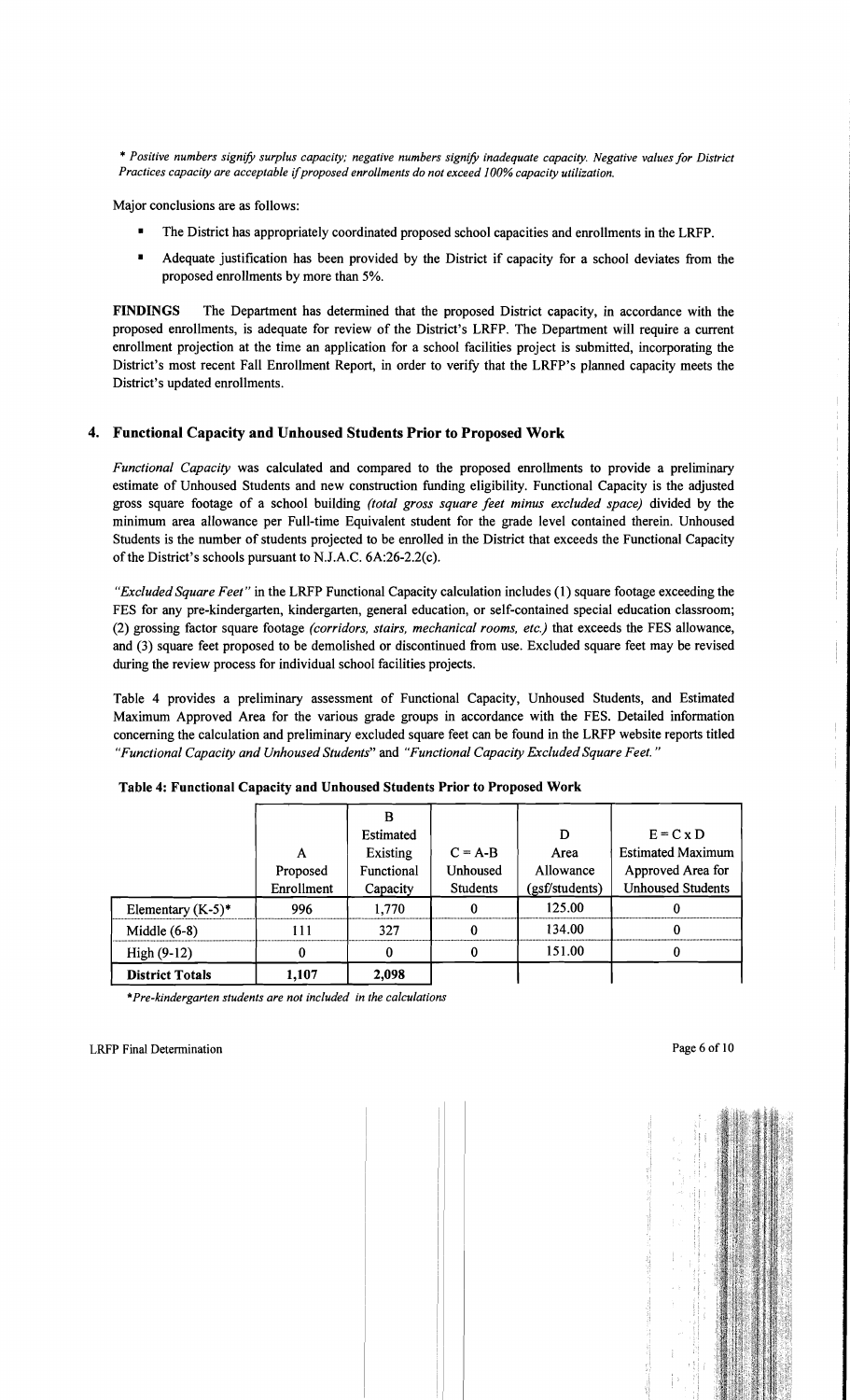\* *Positive numbers signify surplus capacity; negative numbers signify inadequate capacity. Negative values for District Practices capacity are acceptable if proposed enrollments do not exceed 100% capacity utilization.*

Major conclusions are as follows:

- The District has appropriately coordinated proposed school capacities and enrollments in the LRFP.
- Adequate justification has been provided by the District if capacity for a school deviates from the proposed enrollments by more than 5%.

**FINDINGS** The Department has determined that the proposed District capacity, in accordance with the proposed enrollments, is adequate for review of the District's LRFP. The Department will require a current enrollment projection at the time an application for a school facilities project is submitted, incorporating the District's most recent Fall Enrollment Report, in order to verify that the LRFP's planned capacity meets the District's updated enrollments.

## 4. Functional Capacity and Unhoused Students Prior to Proposed Work

*Functional Capacity* was calculated and compared to the proposed enrollments to provide a preliminary estimate of Unhoused Students and new construction funding eligibility. Functional Capacity is the adjusted gross square footage of a school building *(total gross square feet minus excluded space)* divided by the minimum area allowance per Full-time Equivalent student for the grade level contained therein. Unhoused Students is the number of students projected to be enrolled in the District that exceeds the Functional Capacity of the District's schools pursuant to N.J.A.C. 6A:26-2.2(c).

*"Excluded Square Feet"* in the LRFP Functional Capacity calculation includes (1) square footage exceeding the FES for any pre-kindergarten, kindergarten, general education, or self-contained special education classroom; (2) grossing factor square footage *(corridors, stairs, mechanical rooms, etc.)* that exceeds the FES allowance, and (3) square feet proposed to be demolished or discontinued from use. Excluded square feet may be revised during the review process for individual school facilities projects.

Table 4 provides a preliminary assessment of Functional Capacity, Unhoused Students, and Estimated Maximum Approved Area for the various grade groups in accordance with the FES. Detailed information concerning the calculation and preliminary excluded square feet can be found in the LRFP website reports titled *"Functional Capacity and Unhoused Students"* and *"Functional Capacity Excluded Square Feet."*

**Table 4: Functional Capacity and Unhoused Students Prior to Proposed Work**

| | A Proposed Enrollment | B Estimated Existing Functional Capacity | C = A-B Unhoused Students | D Area Allowance (gsf/students) | E = C x D Estimated Maximum Approved Area for Unhoused Students |
|---|---|---|---|---|---|
| Elementary (K-5)* | 996 | 1,770 | 0 | 125.00 | 0 |
| Middle (6-8) | 111 | 327 | 0 | 134.00 | 0 |
| High (9-12) | 0 | 0 | 0 | 151.00 | 0 |
| **District Totals** | **1,107** | **2,098** | | | |

\**Pre-kindergarten students are not included in the calculations*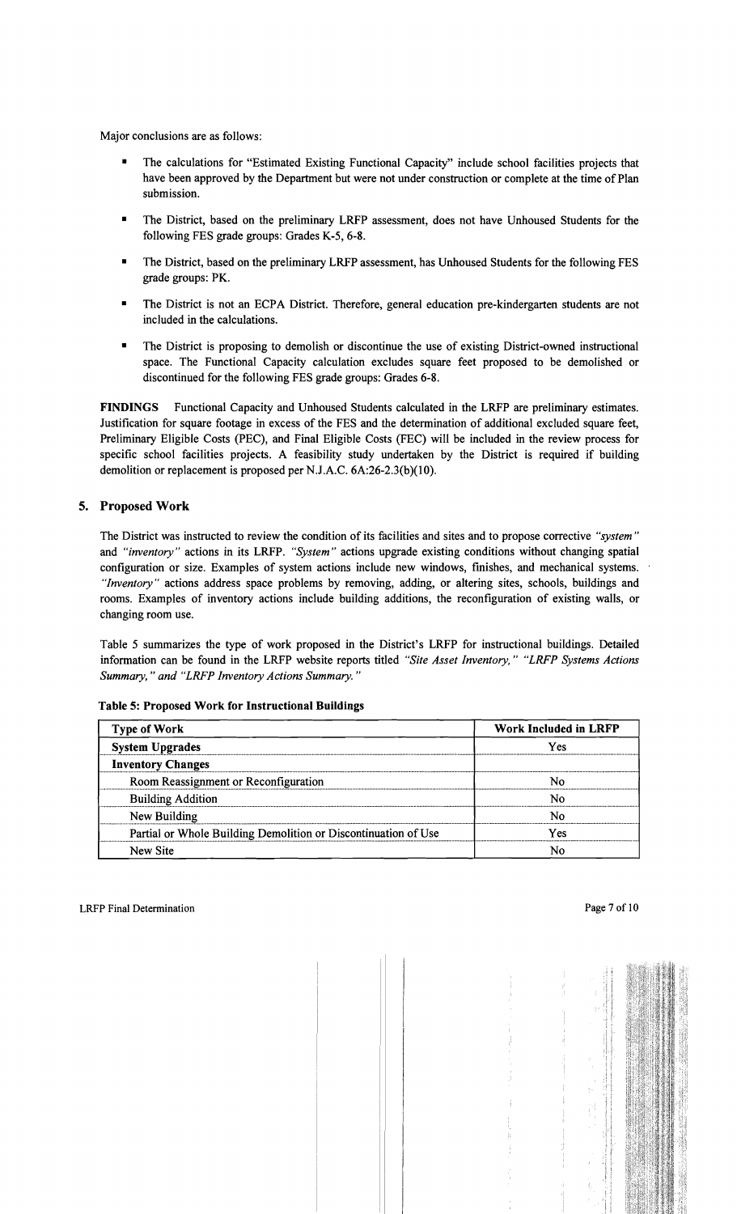Major conclusions are as follows:

- The calculations for "Estimated Existing Functional Capacity" include school facilities projects that have been approved by the Department but were not under construction or complete at the time of Plan submission.
- The District, based on the preliminary LRFP assessment, does not have Unhoused Students for the following FES grade groups: Grades K-5, 6-8.
- The District, based on the preliminary LRFP assessment, has Unhoused Students for the following FES grade groups: PK.
- The District is not an ECPA District. Therefore, general education pre-kindergarten students are not included in the calculations.
- The District is proposing to demolish or discontinue the use of existing District-owned instructional space. The Functional Capacity calculation excludes square feet proposed to be demolished or discontinued for the following FES grade groups: Grades 6-8.

**FINDINGS** Functional Capacity and Unhoused Students calculated in the LRFP are preliminary estimates. Justification for square footage in excess of the FES and the determination of additional excluded square feet, Preliminary Eligible Costs (PEC), and Final Eligible Costs (FEC) will be included in the review process for specific school facilities projects. A feasibility study undertaken by the District is required if building demolition or replacement is proposed per N.J.A.C. 6A:26-2.3(b)(10).

## 5. Proposed Work

The District was instructed to review the condition of its facilities and sites and to propose corrective *"system"* and *"inventory"* actions in its LRFP. *"System"* actions upgrade existing conditions without changing spatial configuration or size. Examples of system actions include new windows, finishes, and mechanical systems. *"Inventory"* actions address space problems by removing, adding, or altering sites, schools, buildings and rooms. Examples of inventory actions include building additions, the reconfiguration of existing walls, or changing room use.

Table 5 summarizes the type of work proposed in the District's LRFP for instructional buildings. Detailed information can be found in the LRFP website reports titled *"Site Asset Inventory," "LRFP Systems Actions Summary," and "LRFP Inventory Actions Summary."*

**Table 5: Proposed Work for Instructional Buildings**

| Type of Work | Work Included in LRFP |
|---|---|
| **System Upgrades** | Yes |
| **Inventory Changes** | |
| Room Reassignment or Reconfiguration | No |
| Building Addition | No |
| New Building | No |
| Partial or Whole Building Demolition or Discontinuation of Use | Yes |
| New Site | No |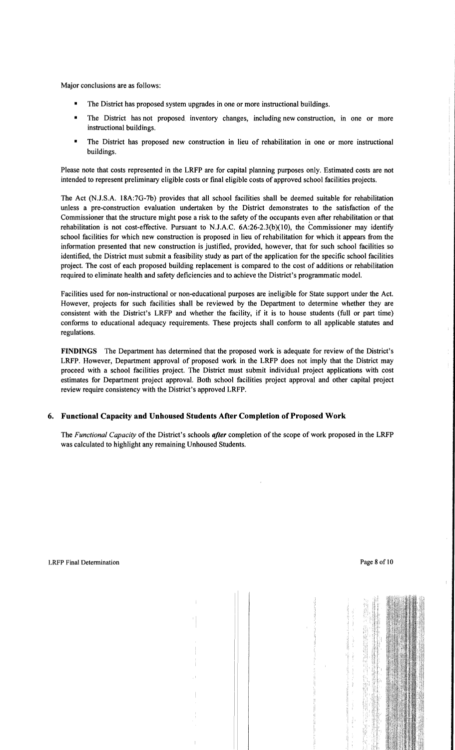Major conclusions are as follows:

- The District has proposed system upgrades in one or more instructional buildings.
- The District has not proposed inventory changes, including new construction, in one or more instructional buildings.
- The District has proposed new construction in lieu of rehabilitation in one or more instructional buildings.

Please note that costs represented in the LRFP are for capital planning purposes only. Estimated costs are not intended to represent preliminary eligible costs or final eligible costs of approved school facilities projects.

The Act (N.J.S.A. 18A:7G-7b) provides that all school facilities shall be deemed suitable for rehabilitation unless a pre-construction evaluation undertaken by the District demonstrates to the satisfaction of the Commissioner that the structure might pose a risk to the safety of the occupants even after rehabilitation or that rehabilitation is not cost-effective. Pursuant to N.J.A.C. 6A:26-2.3(b)(10), the Commissioner may identify school facilities for which new construction is proposed in lieu of rehabilitation for which it appears from the information presented that new construction is justified, provided, however, that for such school facilities so identified, the District must submit a feasibility study as part of the application for the specific school facilities project. The cost of each proposed building replacement is compared to the cost of additions or rehabilitation required to eliminate health and safety deficiencies and to achieve the District's programmatic model.

Facilities used for non-instructional or non-educational purposes are ineligible for State support under the Act. However, projects for such facilities shall be reviewed by the Department to determine whether they are consistent with the District's LRFP and whether the facility, if it is to house students (full or part time) conforms to educational adequacy requirements. These projects shall conform to all applicable statutes and regulations.

**FINDINGS** The Department has determined that the proposed work is adequate for review of the District's LRFP. However, Department approval of proposed work in the LRFP does not imply that the District may proceed with a school facilities project. The District must submit individual project applications with cost estimates for Department project approval. Both school facilities project approval and other capital project review require consistency with the District's approved LRFP.

## 6. Functional Capacity and Unhoused Students After Completion of Proposed Work

The *Functional Capacity* of the District's schools ***after*** completion of the scope of work proposed in the LRFP was calculated to highlight any remaining Unhoused Students.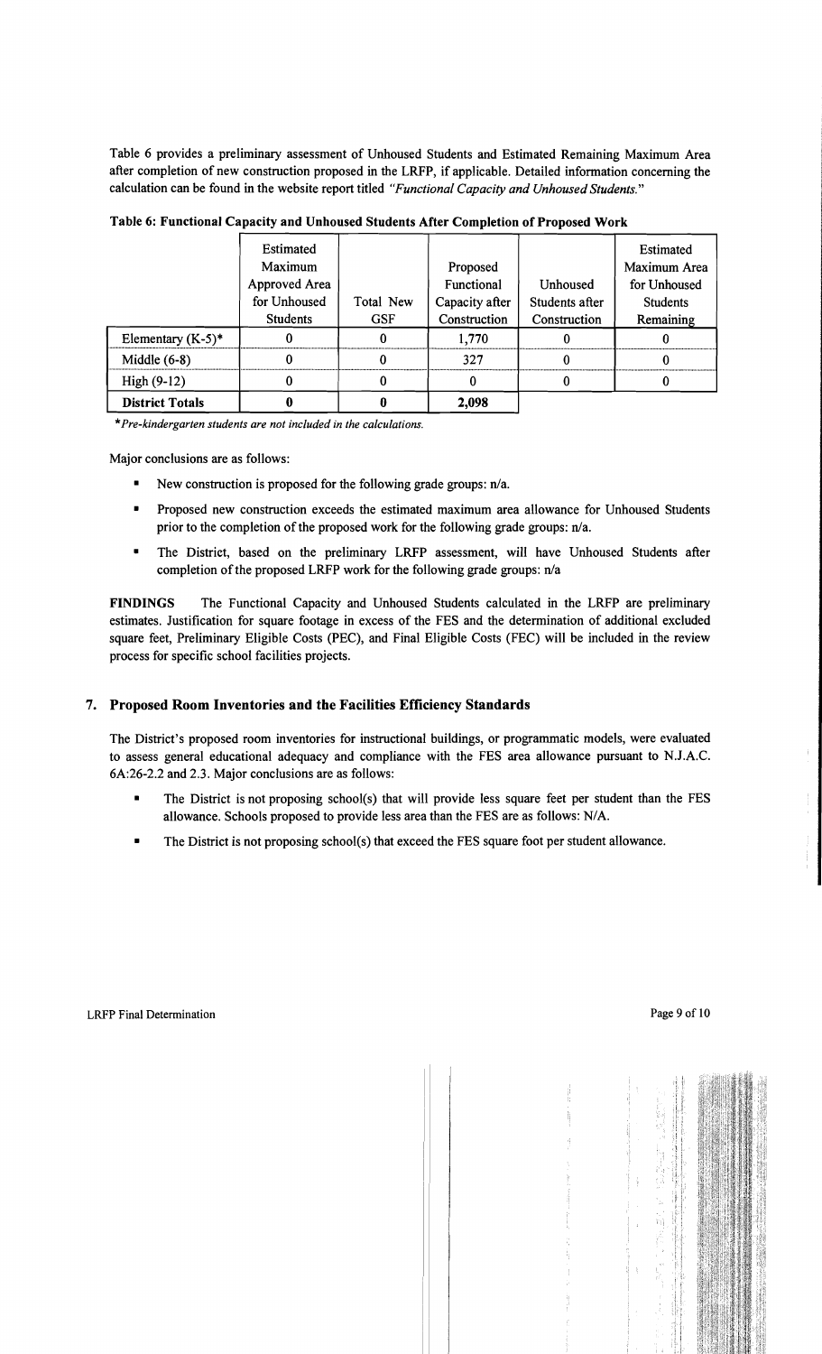Table 6 provides a preliminary assessment of Unhoused Students and Estimated Remaining Maximum Area after completion of new construction proposed in the LRFP, if applicable. Detailed information concerning the calculation can be found in the website report titled *"Functional Capacity and Unhoused Students."*

**Table 6: Functional Capacity and Unhoused Students After Completion of Proposed Work**

| | Estimated Maximum Approved Area for Unhoused Students | Total New GSF | Proposed Functional Capacity after Construction | Unhoused Students after Construction | Estimated Maximum Area for Unhoused Students Remaining |
|---|---|---|---|---|---|
| Elementary (K-5)* | 0 | 0 | 1,770 | 0 | 0 |
| Middle (6-8) | 0 | 0 | 327 | 0 | 0 |
| High (9-12) | 0 | 0 | 0 | 0 | 0 |
| **District Totals** | **0** | **0** | **2,098** | | |

*\*Pre-kindergarten students are not included in the calculations.*

Major conclusions are as follows:

- New construction is proposed for the following grade groups: n/a.
- Proposed new construction exceeds the estimated maximum area allowance for Unhoused Students prior to the completion of the proposed work for the following grade groups: n/a.
- The District, based on the preliminary LRFP assessment, will have Unhoused Students after completion of the proposed LRFP work for the following grade groups: n/a

**FINDINGS** The Functional Capacity and Unhoused Students calculated in the LRFP are preliminary estimates. Justification for square footage in excess of the FES and the determination of additional excluded square feet, Preliminary Eligible Costs (PEC), and Final Eligible Costs (FEC) will be included in the review process for specific school facilities projects.

## 7. Proposed Room Inventories and the Facilities Efficiency Standards

The District's proposed room inventories for instructional buildings, or programmatic models, were evaluated to assess general educational adequacy and compliance with the FES area allowance pursuant to N.J.A.C. 6A:26-2.2 and 2.3. Major conclusions are as follows:

- The District is not proposing school(s) that will provide less square feet per student than the FES allowance. Schools proposed to provide less area than the FES are as follows: N/A.
- The District is not proposing school(s) that exceed the FES square foot per student allowance.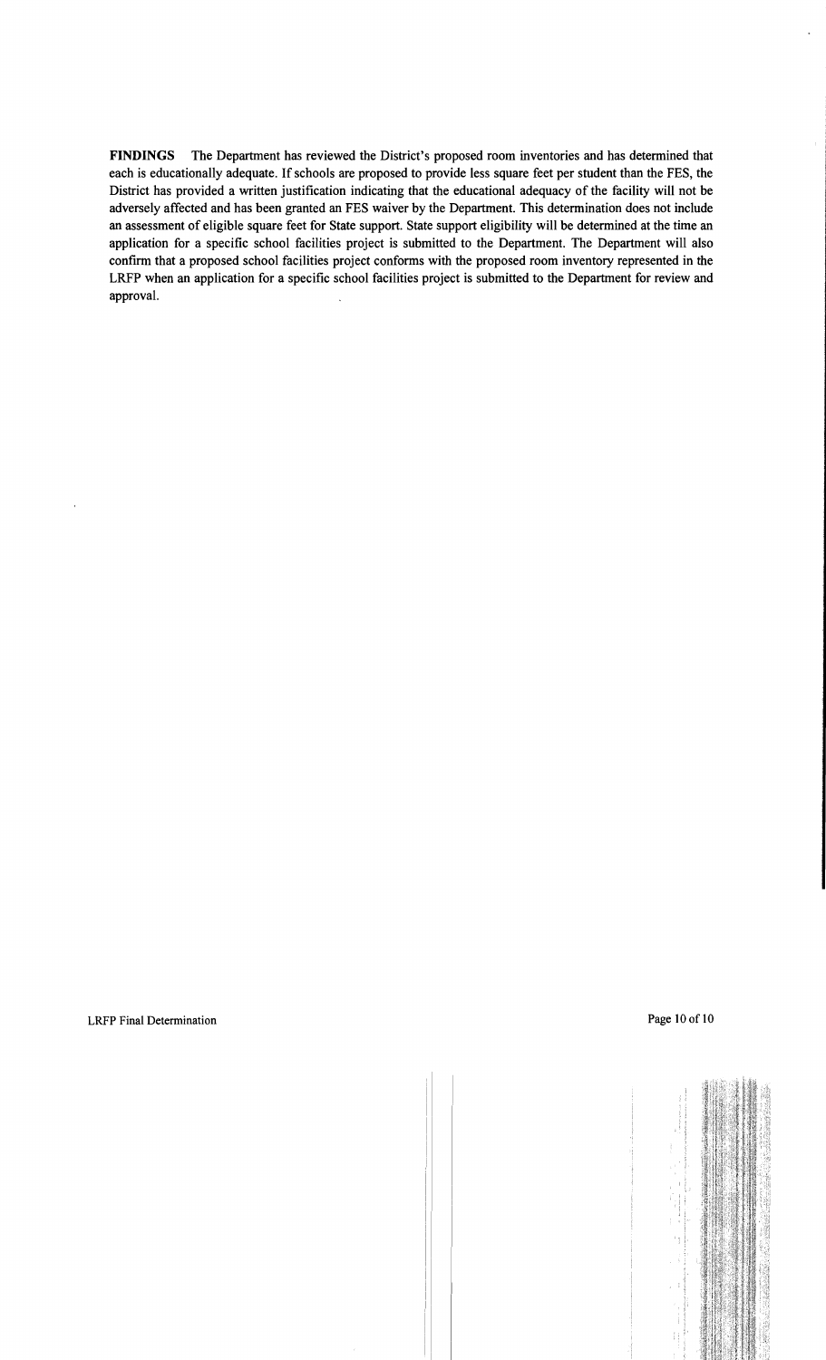**FINDINGS** The Department has reviewed the District's proposed room inventories and has determined that each is educationally adequate. If schools are proposed to provide less square feet per student than the FES, the District has provided a written justification indicating that the educational adequacy of the facility will not be adversely affected and has been granted an FES waiver by the Department. This determination does not include an assessment of eligible square feet for State support. State support eligibility will be determined at the time an application for a specific school facilities project is submitted to the Department. The Department will also confirm that a proposed school facilities project conforms with the proposed room inventory represented in the LRFP when an application for a specific school facilities project is submitted to the Department for review and approval.